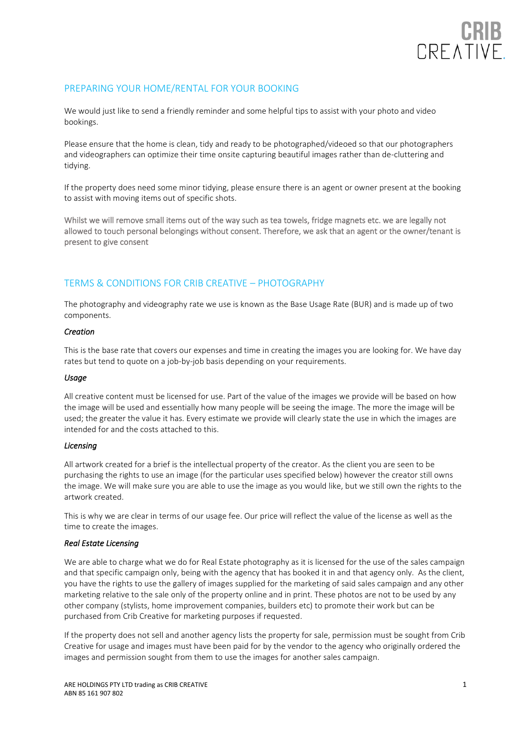# PREPARING YOUR HOME/RENTAL FOR YOUR BOOKING

We would just like to send a friendly reminder and some helpful tips to assist with your photo and video bookings.

Please ensure that the home is clean, tidy and ready to be photographed/videoed so that our photographers and videographers can optimize their time onsite capturing beautiful images rather than de-cluttering and tidying.

If the property does need some minor tidying, please ensure there is an agent or owner present at the booking to assist with moving items out of specific shots.

Whilst we will remove small items out of the way such as tea towels, fridge magnets etc. we are legally not allowed to touch personal belongings without consent. Therefore, we ask that an agent or the owner/tenant is present to give consent

# TERMS & CONDITIONS FOR CRIB CREATIVE – PHOTOGRAPHY

The photography and videography rate we use is known as the Base Usage Rate (BUR) and is made up of two components.

*Creation*

This is the base rate that covers our expenses and time in creating the images you are looking for. We have day rates but tend to quote on a job-by-job basis depending on your requirements.

*Usage*

All creative content must be licensed for use. Part of the value of the images we provide will be based on how the image will be used and essentially how many people will be seeing the image. The more the image will be used; the greater the value it has. Every estimate we provide will clearly state the use in which the images are intended for and the costs attached to this.

*Licensing*

All artwork created for a brief is the intellectual property of the creator. As the client you are seen to be purchasing the rights to use an image (for the particular uses specified below) however the creator still owns the image. We will make sure you are able to use the image as you would like, but we still own the rights to the artwork created.

This is why we are clear in terms of our usage fee. Our price will reflect the value of the license as well as the time to create the images.

*Real Estate Licensing*

We are able to charge what we do for Real Estate photography as it is licensed for the use of the sales campaign and that specific campaign only, being with the agency that has booked it in and that agency only. As the client, you have the rights to use the gallery of images supplied for the marketing of said sales campaign and any other marketing relative to the sale only of the property online and in print. These photos are not to be used by any other company (stylists, home improvement companies, builders etc) to promote their work but can be purchased from Crib Creative for marketing purposes if requested.

If the property does not sell and another agency lists the property for sale, permission must be sought from Crib Creative for usage and images must have been paid for by the vendor to the agency who originally ordered the images and permission sought from them to use the images for another sales campaign.

ARE HOLDINGS PTY LTD trading as CRIB CREATIVE
ABN 85 161 907 802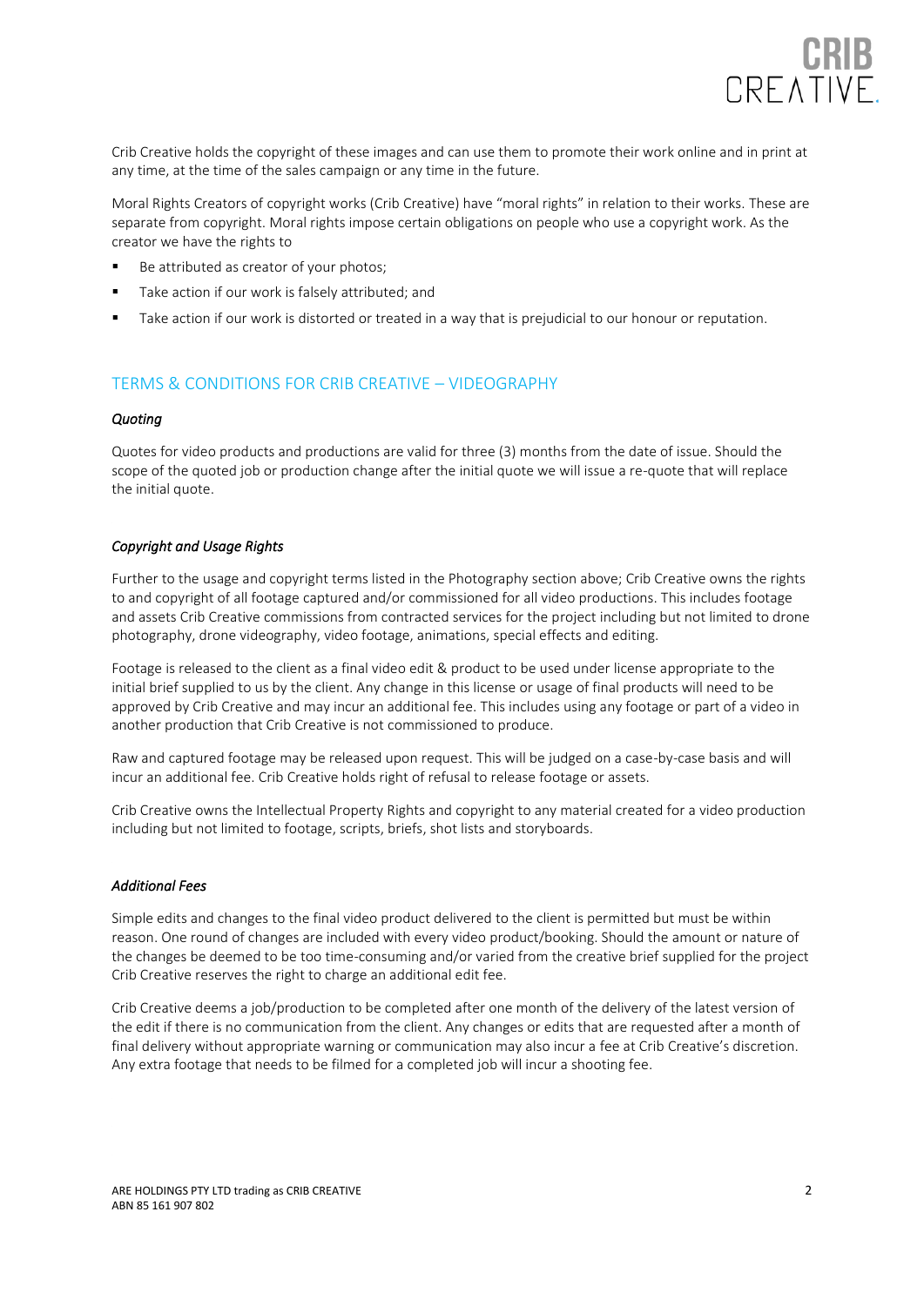Crib Creative holds the copyright of these images and can use them to promote their work online and in print at any time, at the time of the sales campaign or any time in the future.

Moral Rights Creators of copyright works (Crib Creative) have "moral rights" in relation to their works. These are separate from copyright. Moral rights impose certain obligations on people who use a copyright work. As the creator we have the rights to

- Be attributed as creator of your photos;
- Take action if our work is falsely attributed; and
- Take action if our work is distorted or treated in a way that is prejudicial to our honour or reputation.

## TERMS & CONDITIONS FOR CRIB CREATIVE – VIDEOGRAPHY

### *Quoting*

Quotes for video products and productions are valid for three (3) months from the date of issue. Should the scope of the quoted job or production change after the initial quote we will issue a re-quote that will replace the initial quote.

### *Copyright and Usage Rights*

Further to the usage and copyright terms listed in the Photography section above; Crib Creative owns the rights to and copyright of all footage captured and/or commissioned for all video productions. This includes footage and assets Crib Creative commissions from contracted services for the project including but not limited to drone photography, drone videography, video footage, animations, special effects and editing.

Footage is released to the client as a final video edit & product to be used under license appropriate to the initial brief supplied to us by the client. Any change in this license or usage of final products will need to be approved by Crib Creative and may incur an additional fee. This includes using any footage or part of a video in another production that Crib Creative is not commissioned to produce.

Raw and captured footage may be released upon request. This will be judged on a case-by-case basis and will incur an additional fee. Crib Creative holds right of refusal to release footage or assets.

Crib Creative owns the Intellectual Property Rights and copyright to any material created for a video production including but not limited to footage, scripts, briefs, shot lists and storyboards.

### *Additional Fees*

Simple edits and changes to the final video product delivered to the client is permitted but must be within reason. One round of changes are included with every video product/booking. Should the amount or nature of the changes be deemed to be too time-consuming and/or varied from the creative brief supplied for the project Crib Creative reserves the right to charge an additional edit fee.

Crib Creative deems a job/production to be completed after one month of the delivery of the latest version of the edit if there is no communication from the client. Any changes or edits that are requested after a month of final delivery without appropriate warning or communication may also incur a fee at Crib Creative's discretion. Any extra footage that needs to be filmed for a completed job will incur a shooting fee.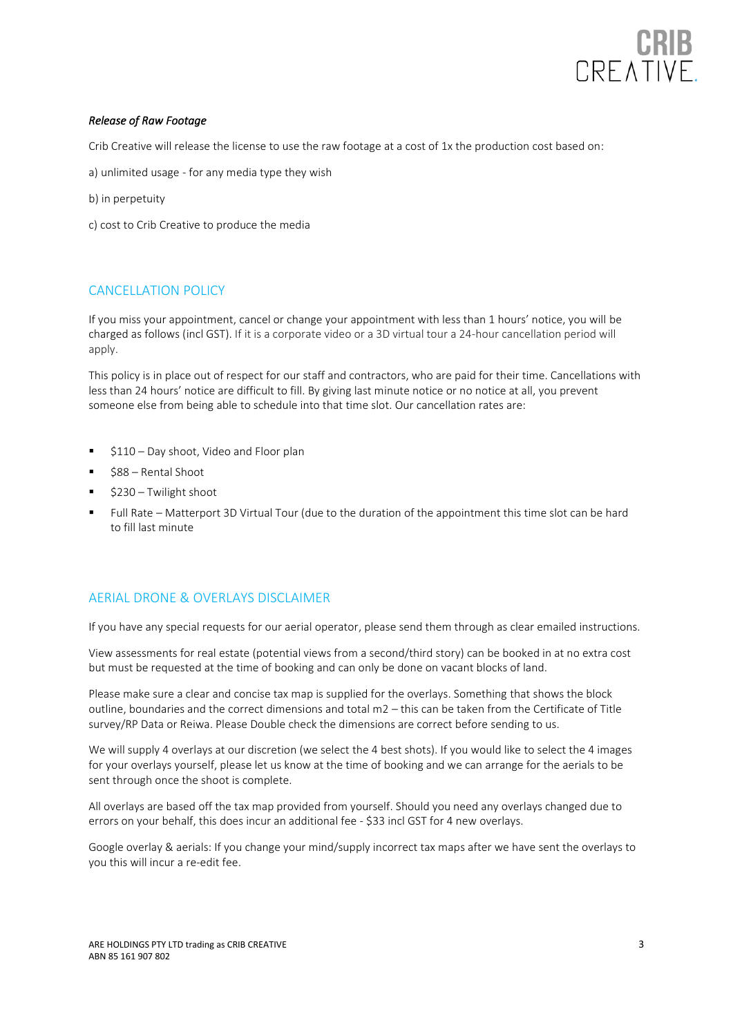*Release of Raw Footage*

Crib Creative will release the license to use the raw footage at a cost of 1x the production cost based on:

a) unlimited usage - for any media type they wish

b) in perpetuity

c) cost to Crib Creative to produce the media

## CANCELLATION POLICY

If you miss your appointment, cancel or change your appointment with less than 1 hours' notice, you will be charged as follows (incl GST). If it is a corporate video or a 3D virtual tour a 24-hour cancellation period will apply.

This policy is in place out of respect for our staff and contractors, who are paid for their time. Cancellations with less than 24 hours' notice are difficult to fill. By giving last minute notice or no notice at all, you prevent someone else from being able to schedule into that time slot. Our cancellation rates are:

- $110 – Day shoot, Video and Floor plan
- $88 – Rental Shoot
- $230 – Twilight shoot
- Full Rate – Matterport 3D Virtual Tour (due to the duration of the appointment this time slot can be hard to fill last minute

## AERIAL DRONE & OVERLAYS DISCLAIMER

If you have any special requests for our aerial operator, please send them through as clear emailed instructions.

View assessments for real estate (potential views from a second/third story) can be booked in at no extra cost but must be requested at the time of booking and can only be done on vacant blocks of land.

Please make sure a clear and concise tax map is supplied for the overlays. Something that shows the block outline, boundaries and the correct dimensions and total m2 – this can be taken from the Certificate of Title survey/RP Data or Reiwa. Please Double check the dimensions are correct before sending to us.

We will supply 4 overlays at our discretion (we select the 4 best shots). If you would like to select the 4 images for your overlays yourself, please let us know at the time of booking and we can arrange for the aerials to be sent through once the shoot is complete.

All overlays are based off the tax map provided from yourself. Should you need any overlays changed due to errors on your behalf, this does incur an additional fee - $33 incl GST for 4 new overlays.

Google overlay & aerials: If you change your mind/supply incorrect tax maps after we have sent the overlays to you this will incur a re-edit fee.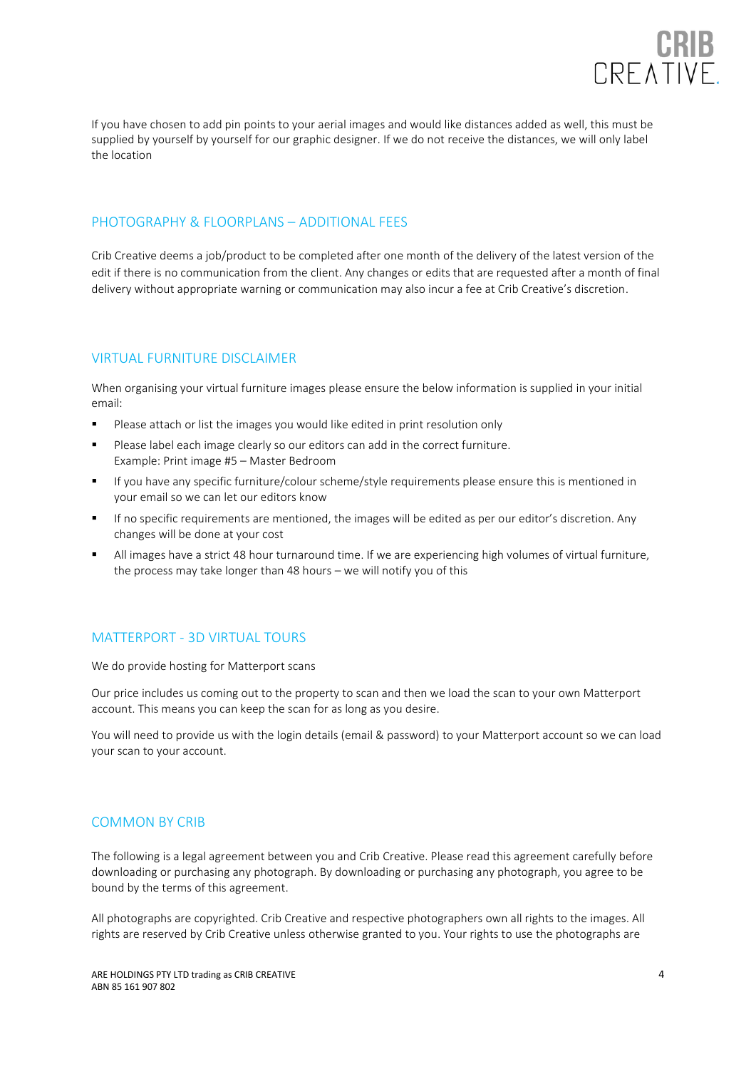If you have chosen to add pin points to your aerial images and would like distances added as well, this must be supplied by yourself by yourself for our graphic designer. If we do not receive the distances, we will only label the location

## PHOTOGRAPHY & FLOORPLANS – ADDITIONAL FEES

Crib Creative deems a job/product to be completed after one month of the delivery of the latest version of the edit if there is no communication from the client. Any changes or edits that are requested after a month of final delivery without appropriate warning or communication may also incur a fee at Crib Creative's discretion.

## VIRTUAL FURNITURE DISCLAIMER

When organising your virtual furniture images please ensure the below information is supplied in your initial email:

- Please attach or list the images you would like edited in print resolution only
- Please label each image clearly so our editors can add in the correct furniture.
  Example: Print image #5 – Master Bedroom
- If you have any specific furniture/colour scheme/style requirements please ensure this is mentioned in your email so we can let our editors know
- If no specific requirements are mentioned, the images will be edited as per our editor's discretion. Any changes will be done at your cost
- All images have a strict 48 hour turnaround time. If we are experiencing high volumes of virtual furniture, the process may take longer than 48 hours – we will notify you of this

## MATTERPORT - 3D VIRTUAL TOURS

We do provide hosting for Matterport scans

Our price includes us coming out to the property to scan and then we load the scan to your own Matterport account. This means you can keep the scan for as long as you desire.

You will need to provide us with the login details (email & password) to your Matterport account so we can load your scan to your account.

## COMMON BY CRIB

The following is a legal agreement between you and Crib Creative. Please read this agreement carefully before downloading or purchasing any photograph. By downloading or purchasing any photograph, you agree to be bound by the terms of this agreement.

All photographs are copyrighted. Crib Creative and respective photographers own all rights to the images. All rights are reserved by Crib Creative unless otherwise granted to you. Your rights to use the photographs are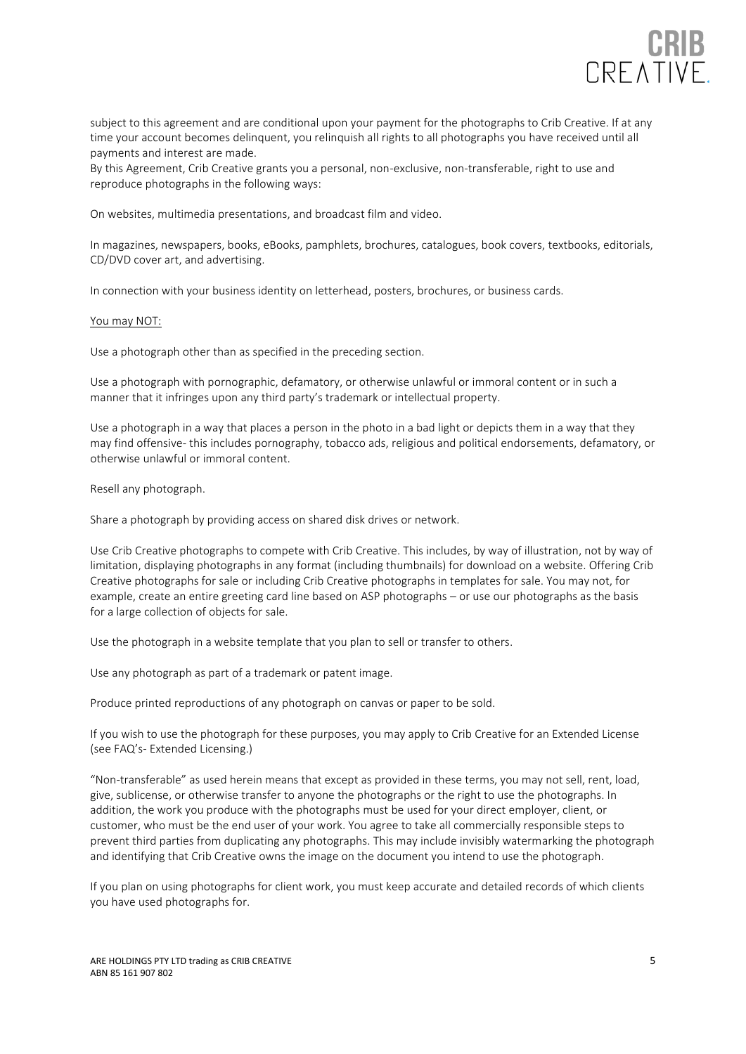subject to this agreement and are conditional upon your payment for the photographs to Crib Creative. If at any time your account becomes delinquent, you relinquish all rights to all photographs you have received until all payments and interest are made.
By this Agreement, Crib Creative grants you a personal, non-exclusive, non-transferable, right to use and reproduce photographs in the following ways:

On websites, multimedia presentations, and broadcast film and video.

In magazines, newspapers, books, eBooks, pamphlets, brochures, catalogues, book covers, textbooks, editorials, CD/DVD cover art, and advertising.

In connection with your business identity on letterhead, posters, brochures, or business cards.

<u>You may NOT:</u>

Use a photograph other than as specified in the preceding section.

Use a photograph with pornographic, defamatory, or otherwise unlawful or immoral content or in such a manner that it infringes upon any third party's trademark or intellectual property.

Use a photograph in a way that places a person in the photo in a bad light or depicts them in a way that they may find offensive- this includes pornography, tobacco ads, religious and political endorsements, defamatory, or otherwise unlawful or immoral content.

Resell any photograph.

Share a photograph by providing access on shared disk drives or network.

Use Crib Creative photographs to compete with Crib Creative. This includes, by way of illustration, not by way of limitation, displaying photographs in any format (including thumbnails) for download on a website. Offering Crib Creative photographs for sale or including Crib Creative photographs in templates for sale. You may not, for example, create an entire greeting card line based on ASP photographs – or use our photographs as the basis for a large collection of objects for sale.

Use the photograph in a website template that you plan to sell or transfer to others.

Use any photograph as part of a trademark or patent image.

Produce printed reproductions of any photograph on canvas or paper to be sold.

If you wish to use the photograph for these purposes, you may apply to Crib Creative for an Extended License (see FAQ's- Extended Licensing.)

"Non-transferable" as used herein means that except as provided in these terms, you may not sell, rent, load, give, sublicense, or otherwise transfer to anyone the photographs or the right to use the photographs. In addition, the work you produce with the photographs must be used for your direct employer, client, or customer, who must be the end user of your work. You agree to take all commercially responsible steps to prevent third parties from duplicating any photographs. This may include invisibly watermarking the photograph and identifying that Crib Creative owns the image on the document you intend to use the photograph.

If you plan on using photographs for client work, you must keep accurate and detailed records of which clients you have used photographs for.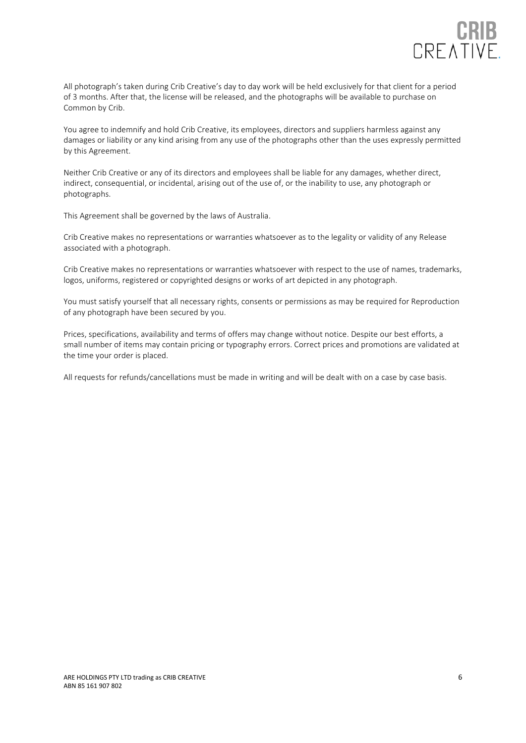All photograph's taken during Crib Creative's day to day work will be held exclusively for that client for a period of 3 months. After that, the license will be released, and the photographs will be available to purchase on Common by Crib.

You agree to indemnify and hold Crib Creative, its employees, directors and suppliers harmless against any damages or liability or any kind arising from any use of the photographs other than the uses expressly permitted by this Agreement.

Neither Crib Creative or any of its directors and employees shall be liable for any damages, whether direct, indirect, consequential, or incidental, arising out of the use of, or the inability to use, any photograph or photographs.

This Agreement shall be governed by the laws of Australia.

Crib Creative makes no representations or warranties whatsoever as to the legality or validity of any Release associated with a photograph.

Crib Creative makes no representations or warranties whatsoever with respect to the use of names, trademarks, logos, uniforms, registered or copyrighted designs or works of art depicted in any photograph.

You must satisfy yourself that all necessary rights, consents or permissions as may be required for Reproduction of any photograph have been secured by you.

Prices, specifications, availability and terms of offers may change without notice. Despite our best efforts, a small number of items may contain pricing or typography errors. Correct prices and promotions are validated at the time your order is placed.

All requests for refunds/cancellations must be made in writing and will be dealt with on a case by case basis.